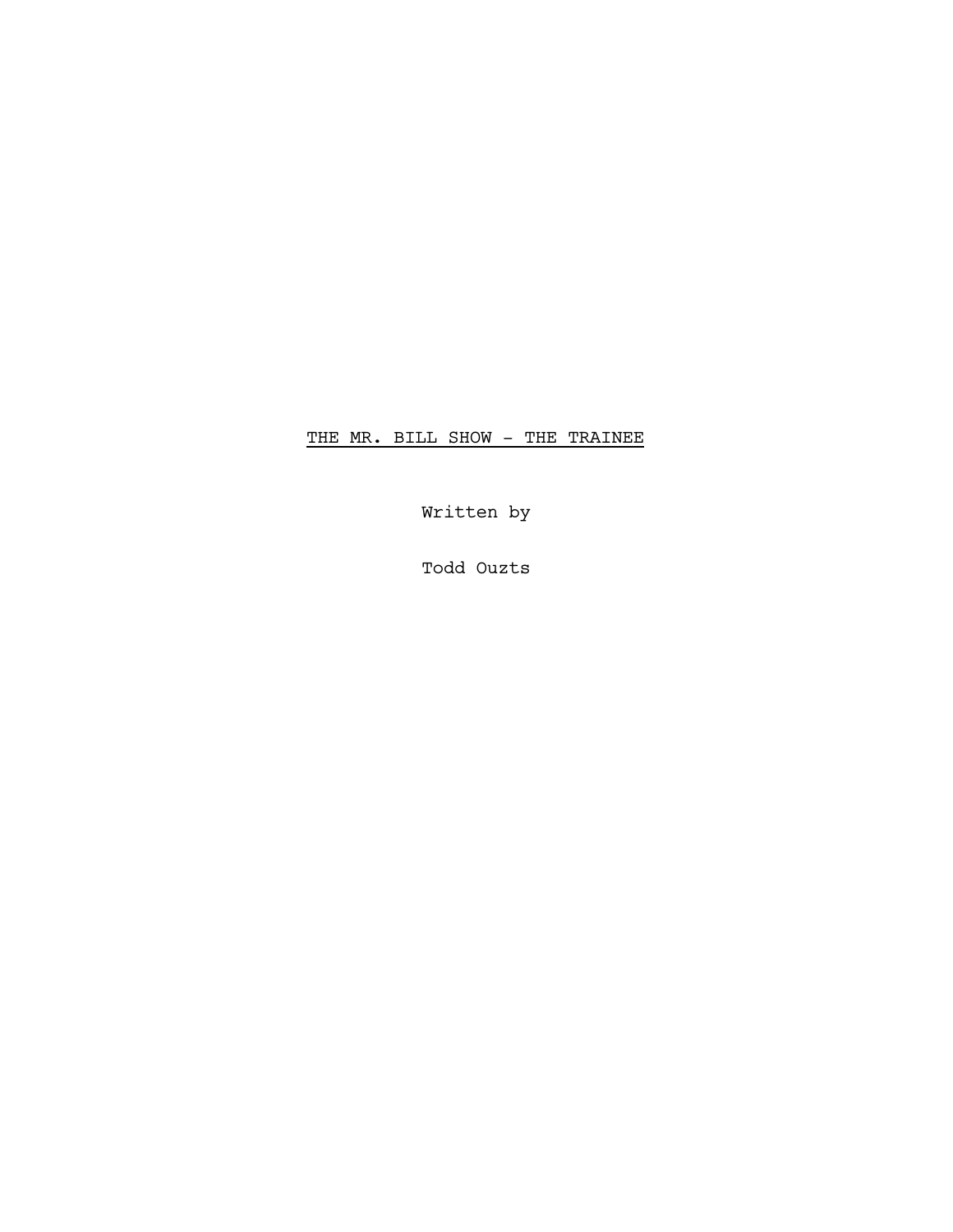# THE MR. BILL SHOW - THE TRAINEE

Written by

Todd Ouzts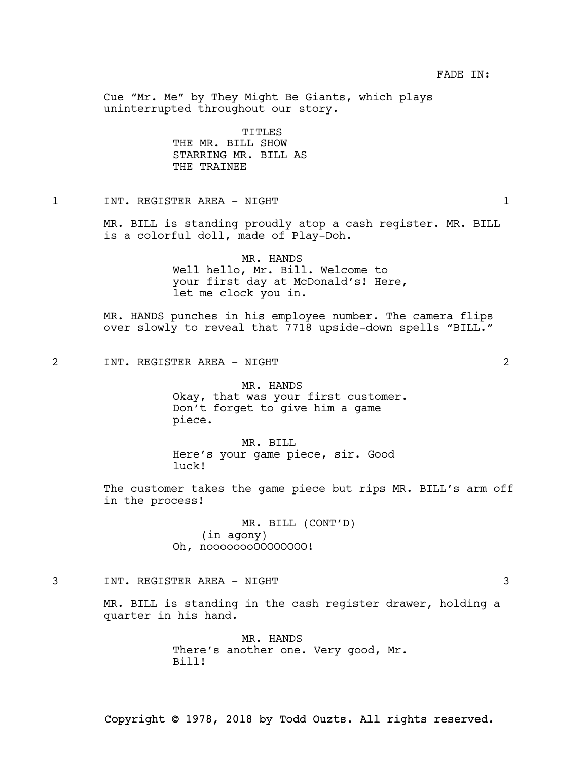FADE IN:

Cue “Mr. Me” by They Might Be Giants, which plays uninterrupted throughout our story.

TITLES
THE MR. BILL SHOW
STARRING MR. BILL AS
THE TRAINEE

1 INT. REGISTER AREA - NIGHT 1

MR. BILL is standing proudly atop a cash register. MR. BILL is a colorful doll, made of Play-Doh.

MR. HANDS
Well hello, Mr. Bill. Welcome to your first day at McDonald’s! Here, let me clock you in.

MR. HANDS punches in his employee number. The camera flips over slowly to reveal that 7718 upside-down spells “BILL.”

2 INT. REGISTER AREA - NIGHT 2

MR. HANDS
Okay, that was your first customer. Don’t forget to give him a game piece.

MR. BILL
Here’s your game piece, sir. Good luck!

The customer takes the game piece but rips MR. BILL’s arm off in the process!

MR. BILL (CONT’D)
(in agony)
Oh, noooooooOOOOOOOO!

3 INT. REGISTER AREA - NIGHT 3

MR. BILL is standing in the cash register drawer, holding a quarter in his hand.

MR. HANDS
There’s another one. Very good, Mr. Bill!

Copyright © 1978, 2018 by Todd Ouzts. All rights reserved.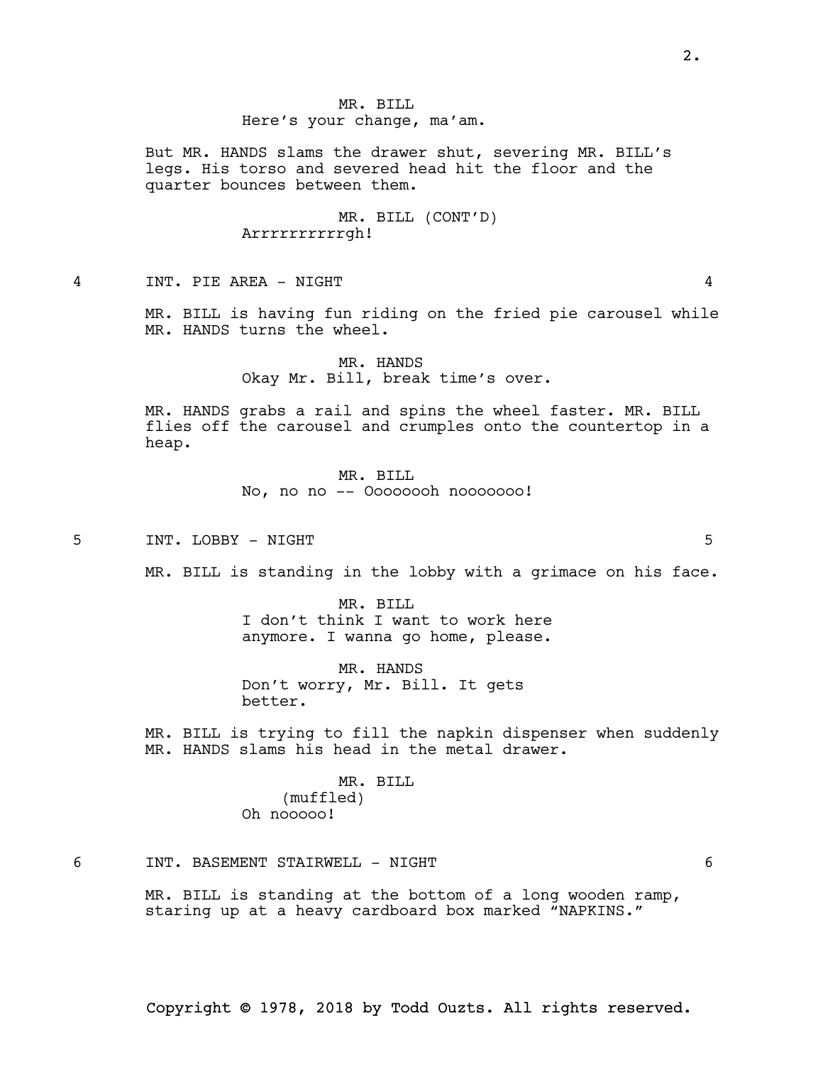MR. BILL
Here's your change, ma'am.

But MR. HANDS slams the drawer shut, severing MR. BILL's legs. His torso and severed head hit the floor and the quarter bounces between them.

MR. BILL (CONT'D)
Arrrrrrrrrrgh!

4 INT. PIE AREA - NIGHT 4

MR. BILL is having fun riding on the fried pie carousel while MR. HANDS turns the wheel.

MR. HANDS
Okay Mr. Bill, break time's over.

MR. HANDS grabs a rail and spins the wheel faster. MR. BILL flies off the carousel and crumples onto the countertop in a heap.

MR. BILL
No, no no -- Ooooooh nooooooo!

5 INT. LOBBY - NIGHT 5

MR. BILL is standing in the lobby with a grimace on his face.

MR. BILL
I don't think I want to work here anymore. I wanna go home, please.

MR. HANDS
Don't worry, Mr. Bill. It gets better.

MR. BILL is trying to fill the napkin dispenser when suddenly MR. HANDS slams his head in the metal drawer.

MR. BILL
(muffled)
Oh nooooo!

6 INT. BASEMENT STAIRWELL - NIGHT 6

MR. BILL is standing at the bottom of a long wooden ramp, staring up at a heavy cardboard box marked "NAPKINS."

Copyright © 1978, 2018 by Todd Ouzts. All rights reserved.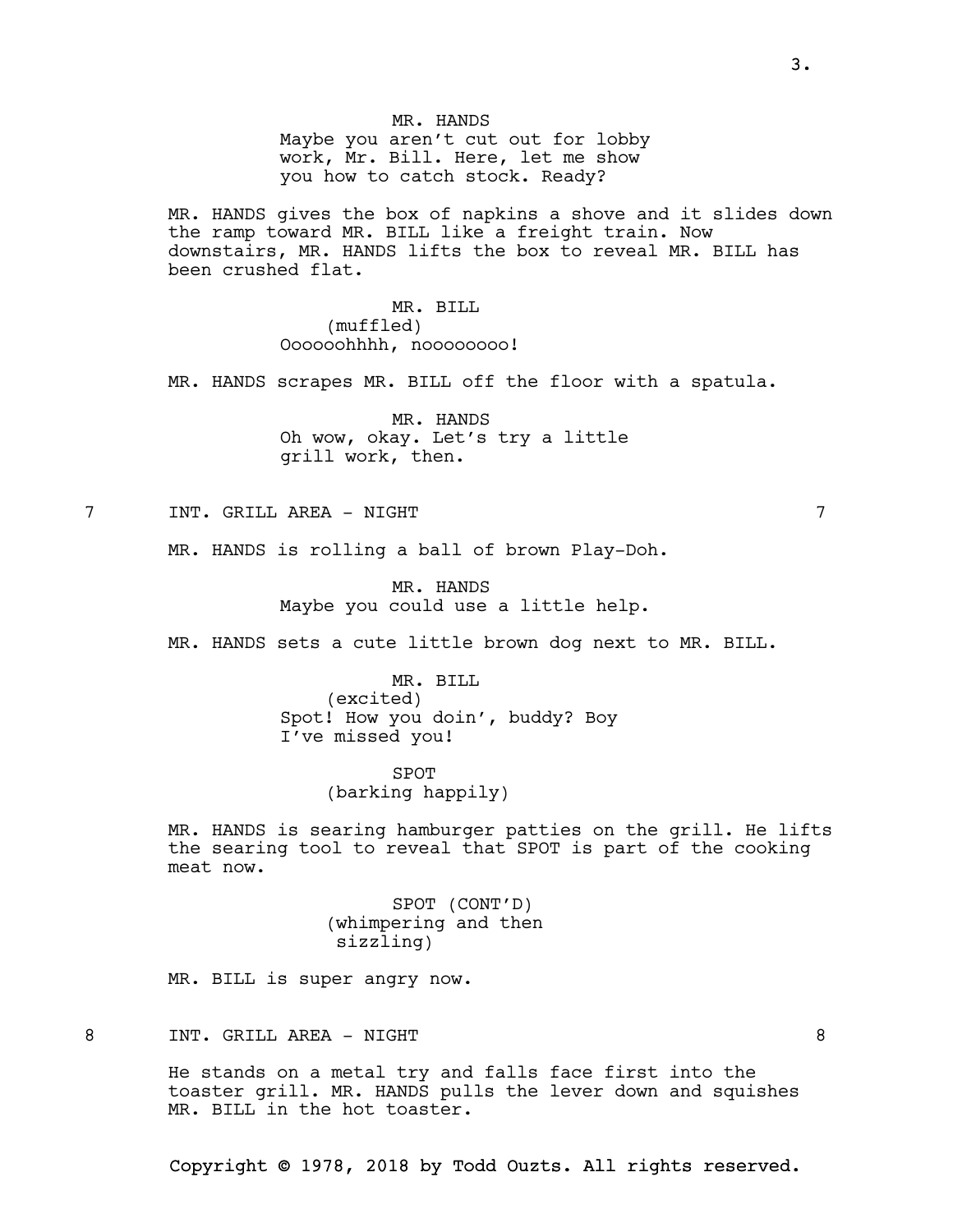MR. HANDS
Maybe you aren't cut out for lobby work, Mr. Bill. Here, let me show you how to catch stock. Ready?

MR. HANDS gives the box of napkins a shove and it slides down the ramp toward MR. BILL like a freight train. Now downstairs, MR. HANDS lifts the box to reveal MR. BILL has been crushed flat.

MR. BILL
(muffled)
Oooooohhhh, noooooooo!

MR. HANDS scrapes MR. BILL off the floor with a spatula.

MR. HANDS
Oh wow, okay. Let's try a little grill work, then.

7 INT. GRILL AREA - NIGHT 7

MR. HANDS is rolling a ball of brown Play-Doh.

MR. HANDS
Maybe you could use a little help.

MR. HANDS sets a cute little brown dog next to MR. BILL.

MR. BILL
(excited)
Spot! How you doin', buddy? Boy I've missed you!

SPOT
(barking happily)

MR. HANDS is searing hamburger patties on the grill. He lifts the searing tool to reveal that SPOT is part of the cooking meat now.

SPOT (CONT'D)
(whimpering and then sizzling)

MR. BILL is super angry now.

8 INT. GRILL AREA - NIGHT 8

He stands on a metal try and falls face first into the toaster grill. MR. HANDS pulls the lever down and squishes MR. BILL in the hot toaster.

Copyright © 1978, 2018 by Todd Ouzts. All rights reserved.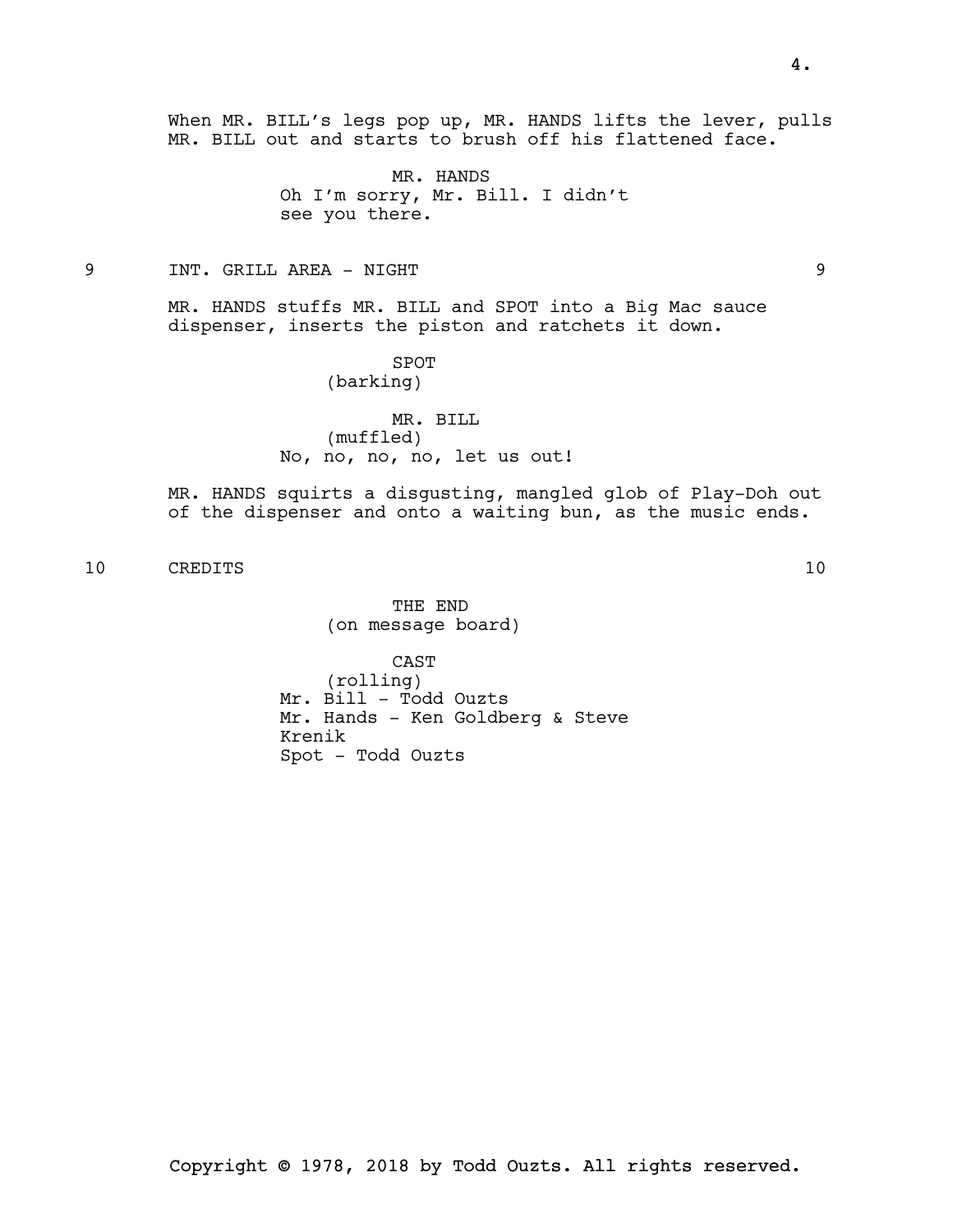When MR. BILL's legs pop up, MR. HANDS lifts the lever, pulls MR. BILL out and starts to brush off his flattened face.

MR. HANDS
Oh I'm sorry, Mr. Bill. I didn't see you there.

9 INT. GRILL AREA - NIGHT 9

MR. HANDS stuffs MR. BILL and SPOT into a Big Mac sauce dispenser, inserts the piston and ratchets it down.

SPOT
(barking)

MR. BILL
(muffled)
No, no, no, no, let us out!

MR. HANDS squirts a disgusting, mangled glob of Play-Doh out of the dispenser and onto a waiting bun, as the music ends.

10 CREDITS 10

THE END
(on message board)

CAST
(rolling)
Mr. Bill - Todd Ouzts
Mr. Hands - Ken Goldberg & Steve Krenik
Spot - Todd Ouzts

Copyright © 1978, 2018 by Todd Ouzts. All rights reserved.